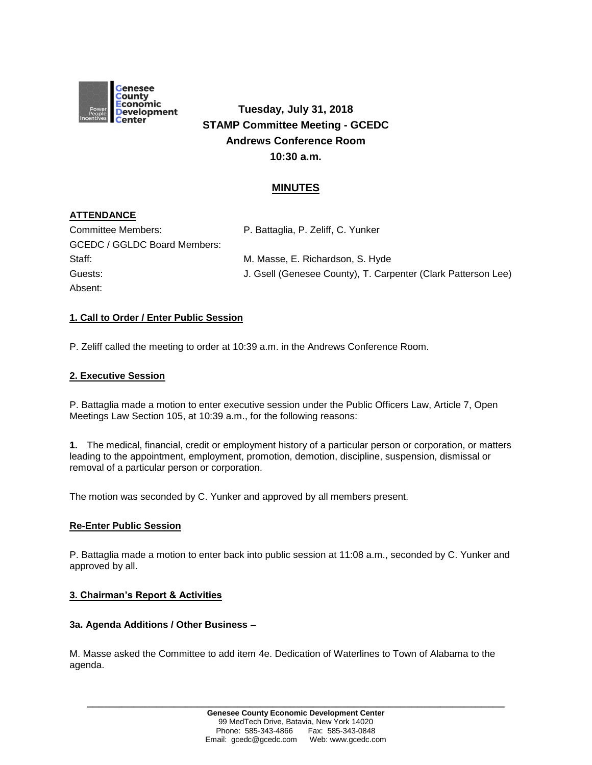# Tuesday, July 31, 2018
## STAMP Committee Meeting - GCEDC
## Andrews Conference Room
## 10:30 a.m.

## MINUTES

### ATTENDANCE

| | |
|---|---|
| Committee Members: | P. Battaglia, P. Zeliff, C. Yunker |
| GCEDC / GGLDC Board Members: | |
| Staff: | M. Masse, E. Richardson, S. Hyde |
| Guests: | J. Gsell (Genesee County), T. Carpenter (Clark Patterson Lee) |
| Absent: | |

### 1. Call to Order / Enter Public Session

P. Zeliff called the meeting to order at 10:39 a.m. in the Andrews Conference Room.

### 2. Executive Session

P. Battaglia made a motion to enter executive session under the Public Officers Law, Article 7, Open Meetings Law Section 105, at 10:39 a.m., for the following reasons:

**1.** The medical, financial, credit or employment history of a particular person or corporation, or matters leading to the appointment, employment, promotion, demotion, discipline, suspension, dismissal or removal of a particular person or corporation.

The motion was seconded by C. Yunker and approved by all members present.

### Re-Enter Public Session

P. Battaglia made a motion to enter back into public session at 11:08 a.m., seconded by C. Yunker and approved by all.

### 3. Chairman's Report & Activities

**3a. Agenda Additions / Other Business –**

M. Masse asked the Committee to add item 4e. Dedication of Waterlines to Town of Alabama to the agenda.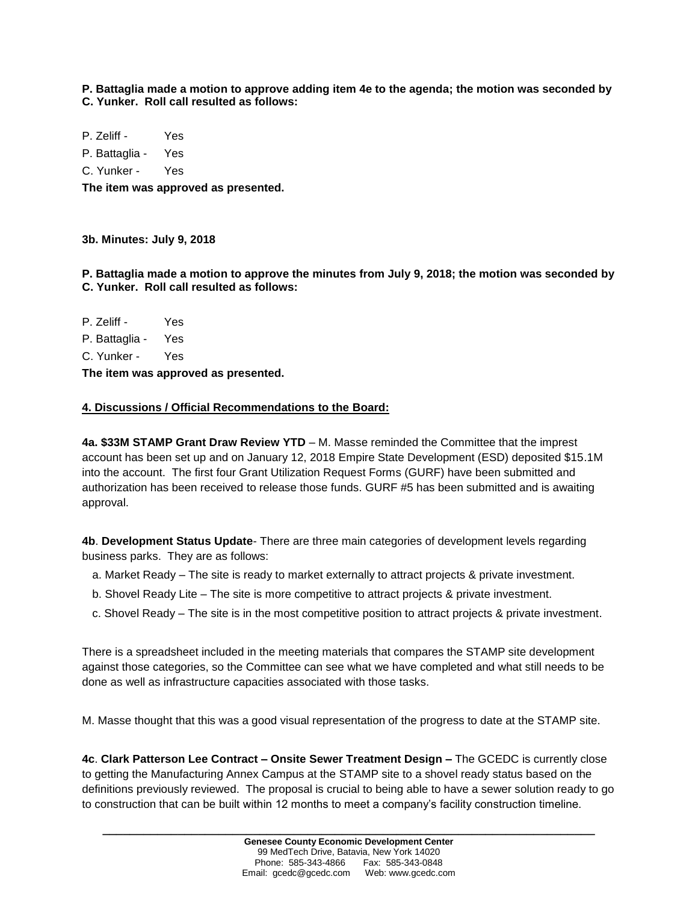**P. Battaglia made a motion to approve adding item 4e to the agenda; the motion was seconded by C. Yunker. Roll call resulted as follows:**

P. Zeliff - Yes
P. Battaglia - Yes
C. Yunker - Yes

**The item was approved as presented.**

**3b. Minutes: July 9, 2018**

**P. Battaglia made a motion to approve the minutes from July 9, 2018; the motion was seconded by C. Yunker. Roll call resulted as follows:**

P. Zeliff - Yes
P. Battaglia - Yes
C. Yunker - Yes

**The item was approved as presented.**

**4. Discussions / Official Recommendations to the Board:**

**4a. $33M STAMP Grant Draw Review YTD** – M. Masse reminded the Committee that the imprest account has been set up and on January 12, 2018 Empire State Development (ESD) deposited $15.1M into the account. The first four Grant Utilization Request Forms (GURF) have been submitted and authorization has been received to release those funds. GURF #5 has been submitted and is awaiting approval.

**4b**. **Development Status Update**- There are three main categories of development levels regarding business parks. They are as follows:

a. Market Ready – The site is ready to market externally to attract projects & private investment.
b. Shovel Ready Lite – The site is more competitive to attract projects & private investment.
c. Shovel Ready – The site is in the most competitive position to attract projects & private investment.

There is a spreadsheet included in the meeting materials that compares the STAMP site development against those categories, so the Committee can see what we have completed and what still needs to be done as well as infrastructure capacities associated with those tasks.

M. Masse thought that this was a good visual representation of the progress to date at the STAMP site.

**4c**. **Clark Patterson Lee Contract – Onsite Sewer Treatment Design –** The GCEDC is currently close to getting the Manufacturing Annex Campus at the STAMP site to a shovel ready status based on the definitions previously reviewed. The proposal is crucial to being able to have a sewer solution ready to go to construction that can be built within 12 months to meet a company's facility construction timeline.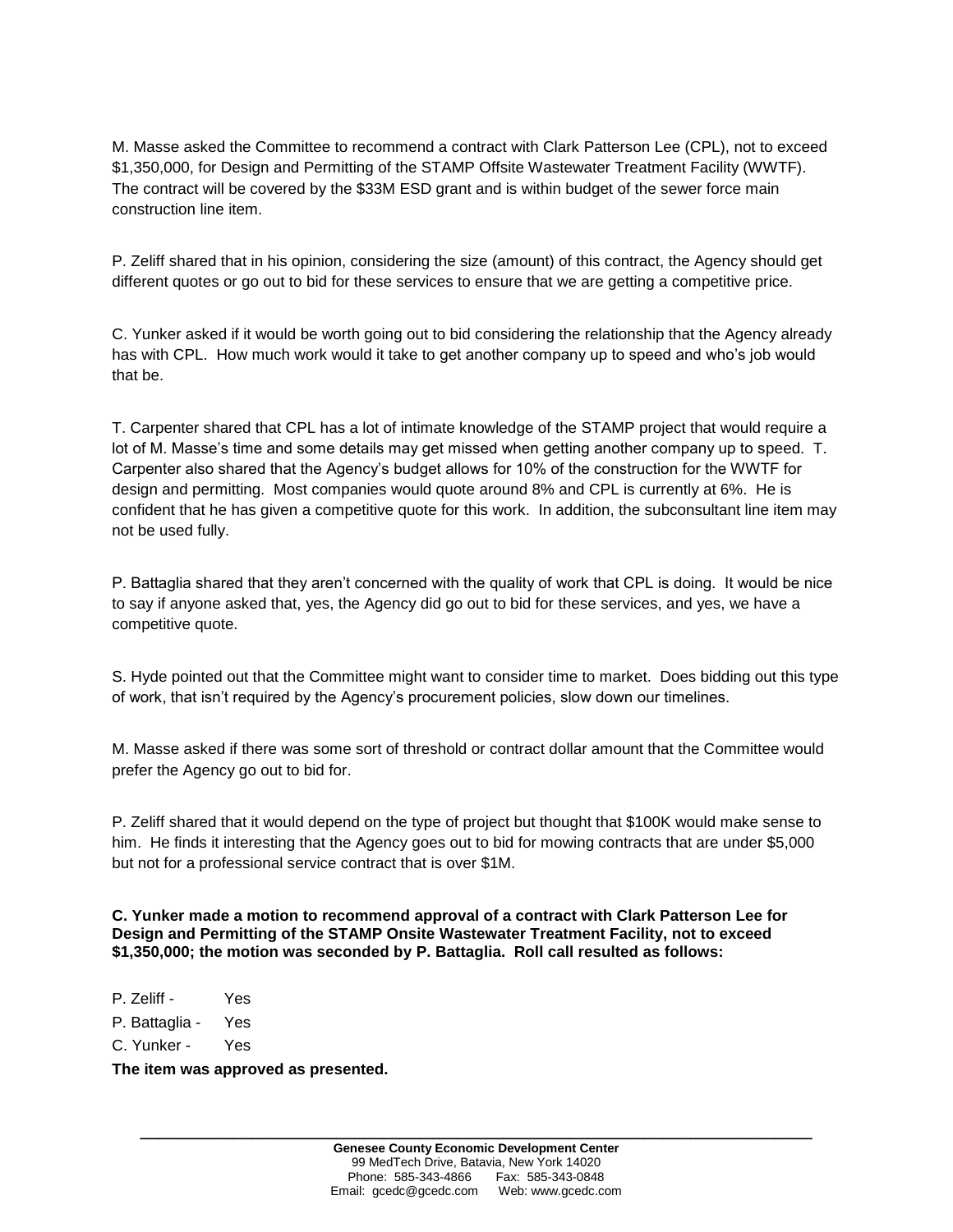M. Masse asked the Committee to recommend a contract with Clark Patterson Lee (CPL), not to exceed $1,350,000, for Design and Permitting of the STAMP Offsite Wastewater Treatment Facility (WWTF). The contract will be covered by the $33M ESD grant and is within budget of the sewer force main construction line item.

P. Zeliff shared that in his opinion, considering the size (amount) of this contract, the Agency should get different quotes or go out to bid for these services to ensure that we are getting a competitive price.

C. Yunker asked if it would be worth going out to bid considering the relationship that the Agency already has with CPL. How much work would it take to get another company up to speed and who's job would that be.

T. Carpenter shared that CPL has a lot of intimate knowledge of the STAMP project that would require a lot of M. Masse's time and some details may get missed when getting another company up to speed. T. Carpenter also shared that the Agency's budget allows for 10% of the construction for the WWTF for design and permitting. Most companies would quote around 8% and CPL is currently at 6%. He is confident that he has given a competitive quote for this work. In addition, the subconsultant line item may not be used fully.

P. Battaglia shared that they aren't concerned with the quality of work that CPL is doing. It would be nice to say if anyone asked that, yes, the Agency did go out to bid for these services, and yes, we have a competitive quote.

S. Hyde pointed out that the Committee might want to consider time to market. Does bidding out this type of work, that isn't required by the Agency's procurement policies, slow down our timelines.

M. Masse asked if there was some sort of threshold or contract dollar amount that the Committee would prefer the Agency go out to bid for.

P. Zeliff shared that it would depend on the type of project but thought that $100K would make sense to him. He finds it interesting that the Agency goes out to bid for mowing contracts that are under $5,000 but not for a professional service contract that is over $1M.

**C. Yunker made a motion to recommend approval of a contract with Clark Patterson Lee for Design and Permitting of the STAMP Onsite Wastewater Treatment Facility, not to exceed $1,350,000; the motion was seconded by P. Battaglia. Roll call resulted as follows:**

P. Zeliff - Yes
P. Battaglia - Yes
C. Yunker - Yes

**The item was approved as presented.**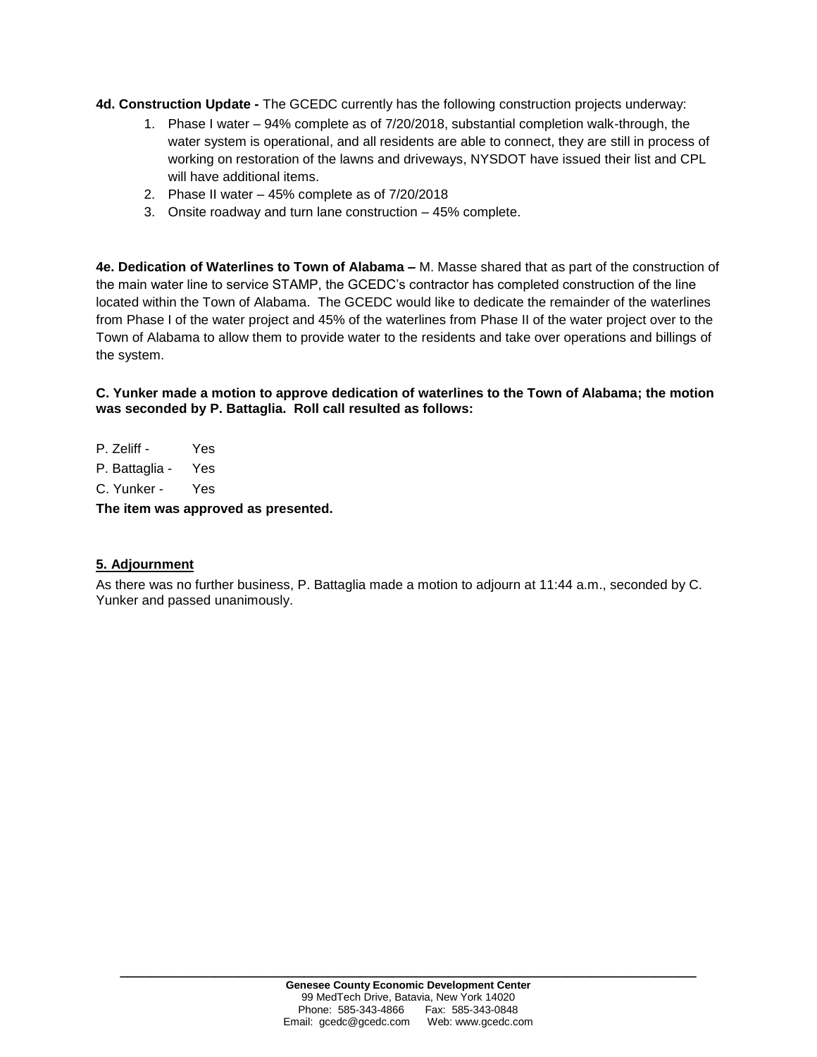**4d. Construction Update -** The GCEDC currently has the following construction projects underway:

1. Phase I water – 94% complete as of 7/20/2018, substantial completion walk-through, the water system is operational, and all residents are able to connect, they are still in process of working on restoration of the lawns and driveways, NYSDOT have issued their list and CPL will have additional items.
2. Phase II water – 45% complete as of 7/20/2018
3. Onsite roadway and turn lane construction – 45% complete.

**4e. Dedication of Waterlines to Town of Alabama –** M. Masse shared that as part of the construction of the main water line to service STAMP, the GCEDC's contractor has completed construction of the line located within the Town of Alabama. The GCEDC would like to dedicate the remainder of the waterlines from Phase I of the water project and 45% of the waterlines from Phase II of the water project over to the Town of Alabama to allow them to provide water to the residents and take over operations and billings of the system.

**C. Yunker made a motion to approve dedication of waterlines to the Town of Alabama; the motion was seconded by P. Battaglia. Roll call resulted as follows:**

P. Zeliff - Yes

P. Battaglia - Yes

C. Yunker - Yes

**The item was approved as presented.**

**5. Adjournment**

As there was no further business, P. Battaglia made a motion to adjourn at 11:44 a.m., seconded by C. Yunker and passed unanimously.